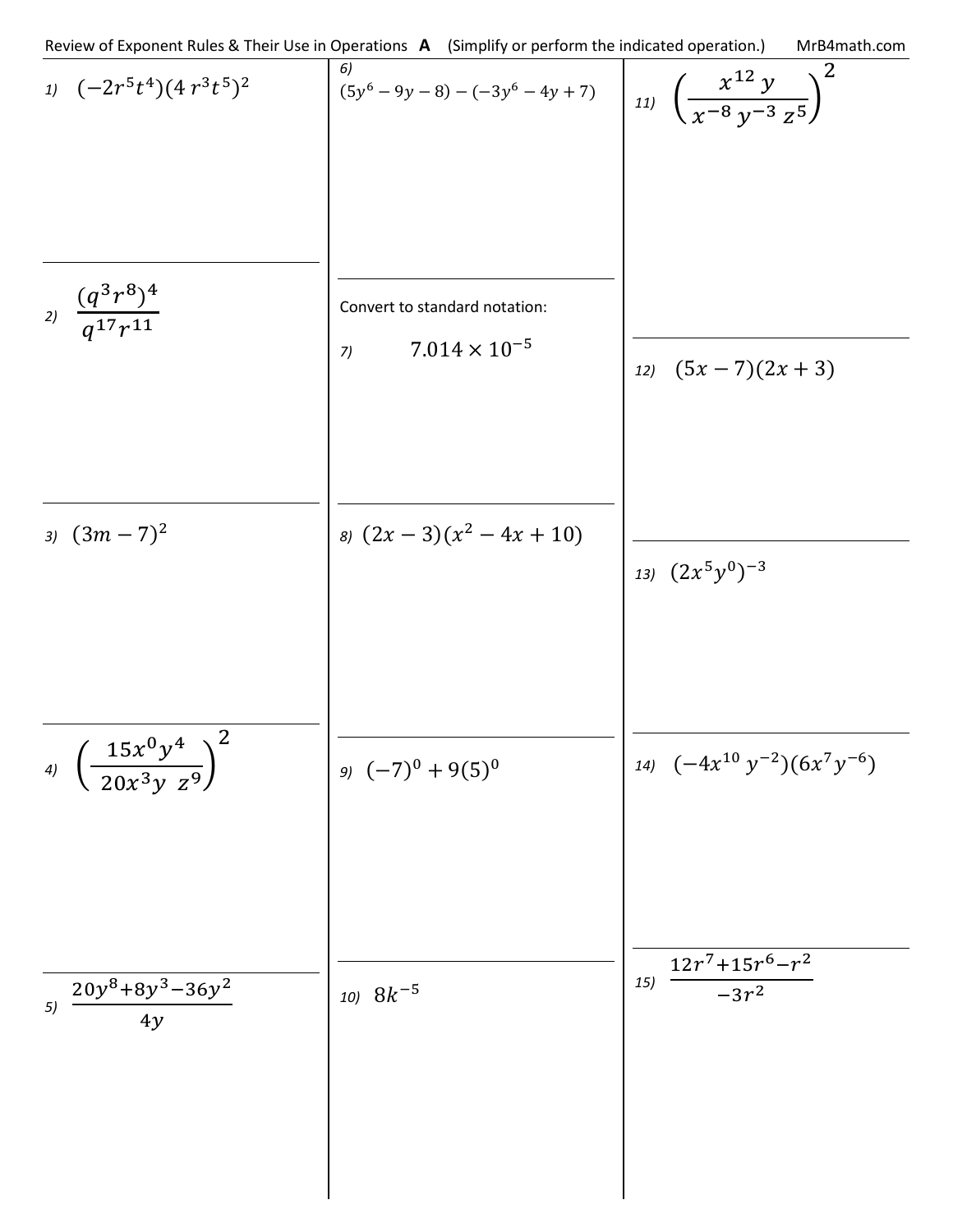Review of Exponent Rules & Their Use in Operations **A** (Simplify or perform the indicated operation.) MrB4math.com

1) $(-2r^5t^4)(4r^3t^5)^2$

2) $\dfrac{(q^3r^8)^4}{q^{17}r^{11}}$

3) $(3m-7)^2$

4) $\left(\dfrac{15x^0y^4}{20x^3y\ z^9}\right)^2$

5) $\dfrac{20y^8+8y^3-36y^2}{4y}$

6) $(5y^6-9y-8)-(-3y^6-4y+7)$

Convert to standard notation:

7) $7.014\times10^{-5}$

8) $(2x-3)(x^2-4x+10)$

9) $(-7)^0+9(5)^0$

10) $8k^{-5}$

11) $\left(\dfrac{x^{12}\,y}{x^{-8}\,y^{-3}\,z^5}\right)^2$

12) $(5x-7)(2x+3)$

13) $(2x^5y^0)^{-3}$

14) $(-4x^{10}\,y^{-2})(6x^7y^{-6})$

15) $\dfrac{12r^7+15r^6-r^2}{-3r^2}$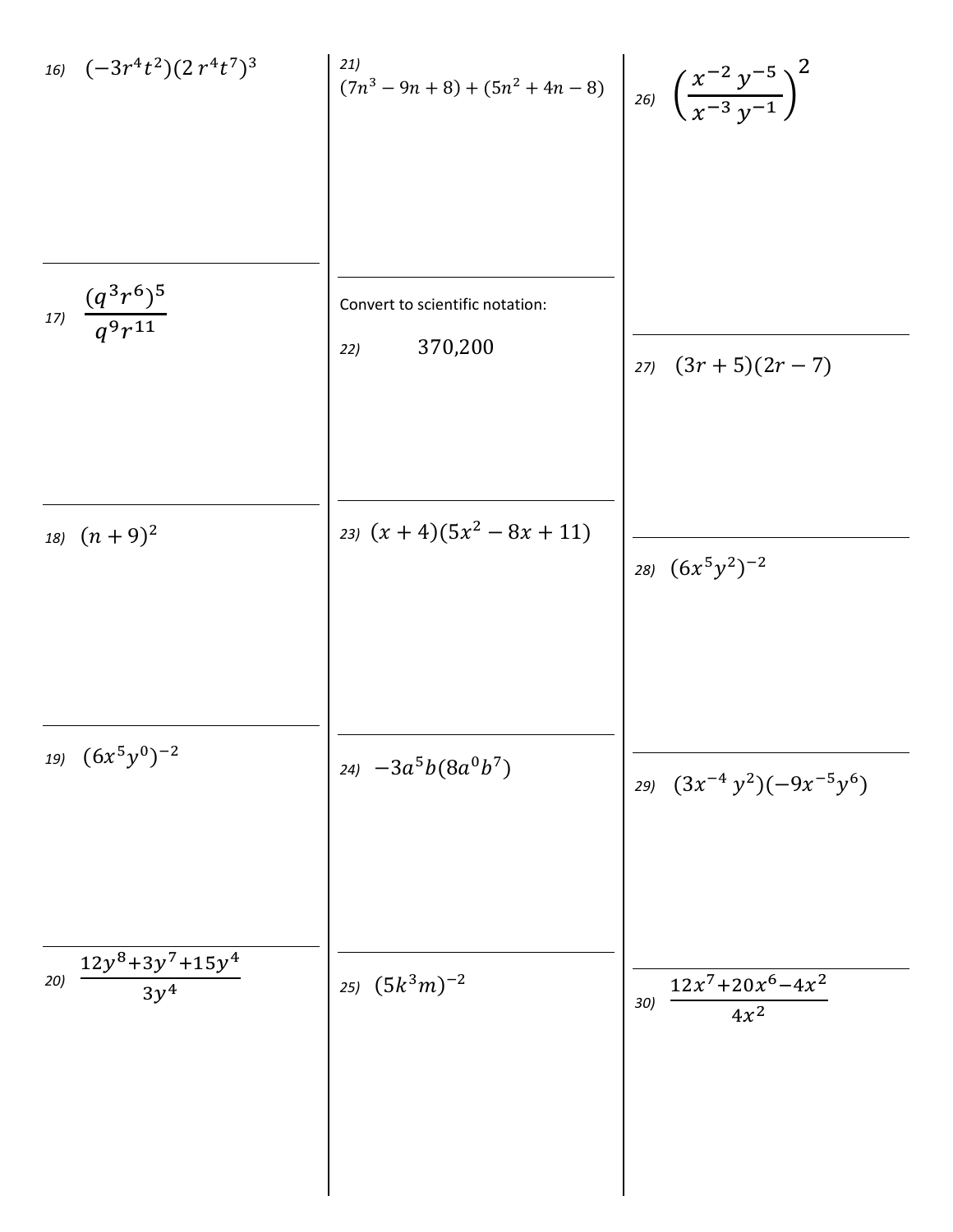16) $(-3r^4t^2)(2r^4t^7)^3$

17) $\dfrac{(q^3r^6)^5}{q^9r^{11}}$

18) $(n+9)^2$

19) $(6x^5y^0)^{-2}$

20) $\dfrac{12y^8+3y^7+15y^4}{3y^4}$

21) $(7n^3-9n+8)+(5n^2+4n-8)$

Convert to scientific notation:

22) 370,200

23) $(x+4)(5x^2-8x+11)$

24) $-3a^5b(8a^0b^7)$

25) $(5k^3m)^{-2}$

26) $\left(\dfrac{x^{-2}\,y^{-5}}{x^{-3}\,y^{-1}}\right)^2$

27) $(3r+5)(2r-7)$

28) $(6x^5y^2)^{-2}$

29) $(3x^{-4}\,y^2)(-9x^{-5}y^6)$

30) $\dfrac{12x^7+20x^6-4x^2}{4x^2}$